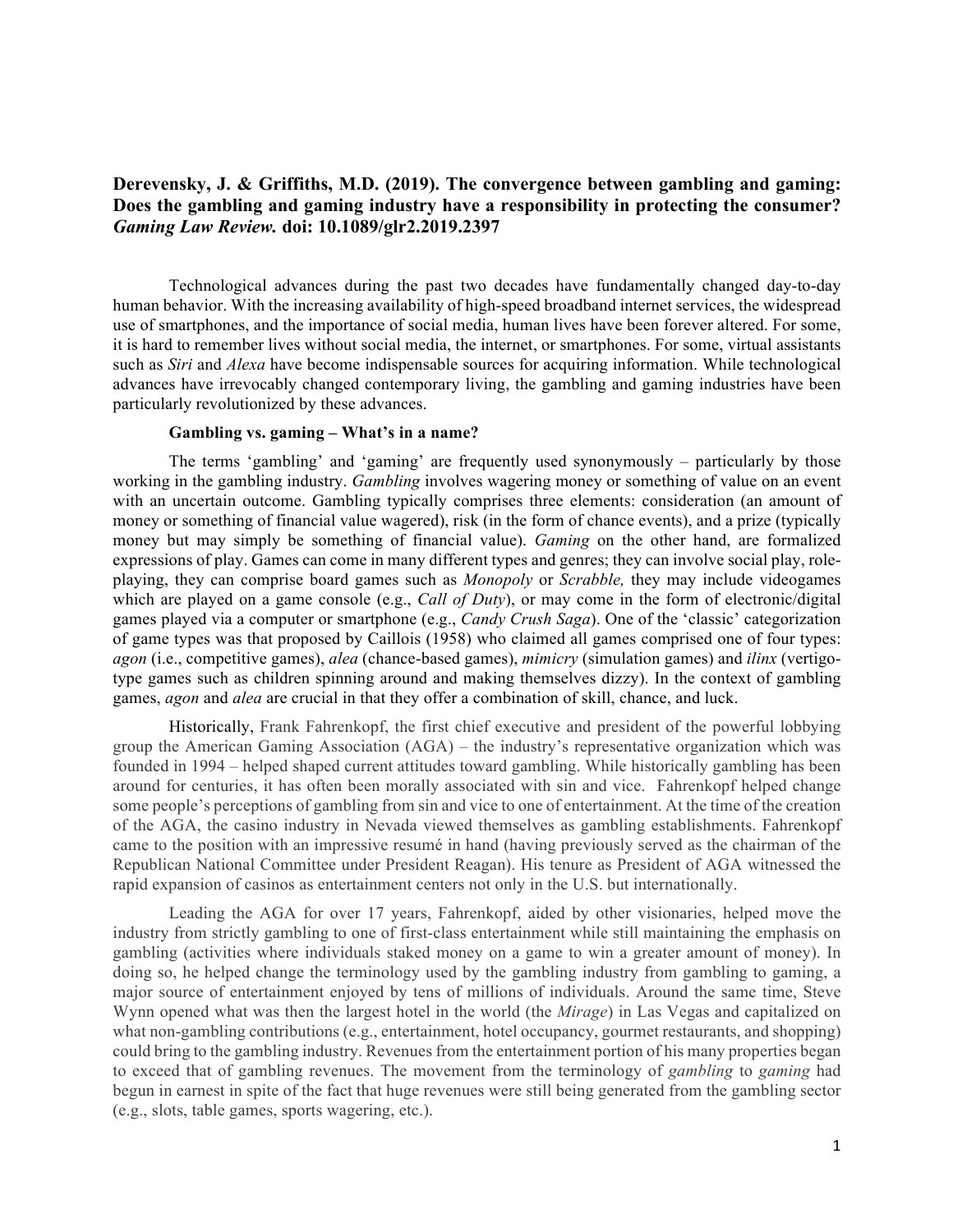**Derevensky, J. & Griffiths, M.D. (2019). The convergence between gambling and gaming: Does the gambling and gaming industry have a responsibility in protecting the consumer? *Gaming Law Review.* doi: 10.1089/glr2.2019.2397**

Technological advances during the past two decades have fundamentally changed day-to-day human behavior. With the increasing availability of high-speed broadband internet services, the widespread use of smartphones, and the importance of social media, human lives have been forever altered. For some, it is hard to remember lives without social media, the internet, or smartphones. For some, virtual assistants such as *Siri* and *Alexa* have become indispensable sources for acquiring information. While technological advances have irrevocably changed contemporary living, the gambling and gaming industries have been particularly revolutionized by these advances.

**Gambling vs. gaming – What's in a name?**

The terms 'gambling' and 'gaming' are frequently used synonymously – particularly by those working in the gambling industry. *Gambling* involves wagering money or something of value on an event with an uncertain outcome. Gambling typically comprises three elements: consideration (an amount of money or something of financial value wagered), risk (in the form of chance events), and a prize (typically money but may simply be something of financial value). *Gaming* on the other hand, are formalized expressions of play. Games can come in many different types and genres; they can involve social play, role-playing, they can comprise board games such as *Monopoly* or *Scrabble,* they may include videogames which are played on a game console (e.g., *Call of Duty*), or may come in the form of electronic/digital games played via a computer or smartphone (e.g., *Candy Crush Saga*). One of the 'classic' categorization of game types was that proposed by Caillois (1958) who claimed all games comprised one of four types: *agon* (i.e., competitive games), *alea* (chance-based games), *mimicry* (simulation games) and *ilinx* (vertigo-type games such as children spinning around and making themselves dizzy). In the context of gambling games, *agon* and *alea* are crucial in that they offer a combination of skill, chance, and luck.

Historically, Frank Fahrenkopf, the first chief executive and president of the powerful lobbying group the American Gaming Association (AGA) – the industry's representative organization which was founded in 1994 – helped shaped current attitudes toward gambling. While historically gambling has been around for centuries, it has often been morally associated with sin and vice. Fahrenkopf helped change some people's perceptions of gambling from sin and vice to one of entertainment. At the time of the creation of the AGA, the casino industry in Nevada viewed themselves as gambling establishments. Fahrenkopf came to the position with an impressive resumé in hand (having previously served as the chairman of the Republican National Committee under President Reagan). His tenure as President of AGA witnessed the rapid expansion of casinos as entertainment centers not only in the U.S. but internationally.

Leading the AGA for over 17 years, Fahrenkopf, aided by other visionaries, helped move the industry from strictly gambling to one of first-class entertainment while still maintaining the emphasis on gambling (activities where individuals staked money on a game to win a greater amount of money). In doing so, he helped change the terminology used by the gambling industry from gambling to gaming, a major source of entertainment enjoyed by tens of millions of individuals. Around the same time, Steve Wynn opened what was then the largest hotel in the world (the *Mirage*) in Las Vegas and capitalized on what non-gambling contributions (e.g., entertainment, hotel occupancy, gourmet restaurants, and shopping) could bring to the gambling industry. Revenues from the entertainment portion of his many properties began to exceed that of gambling revenues. The movement from the terminology of *gambling* to *gaming* had begun in earnest in spite of the fact that huge revenues were still being generated from the gambling sector (e.g., slots, table games, sports wagering, etc.).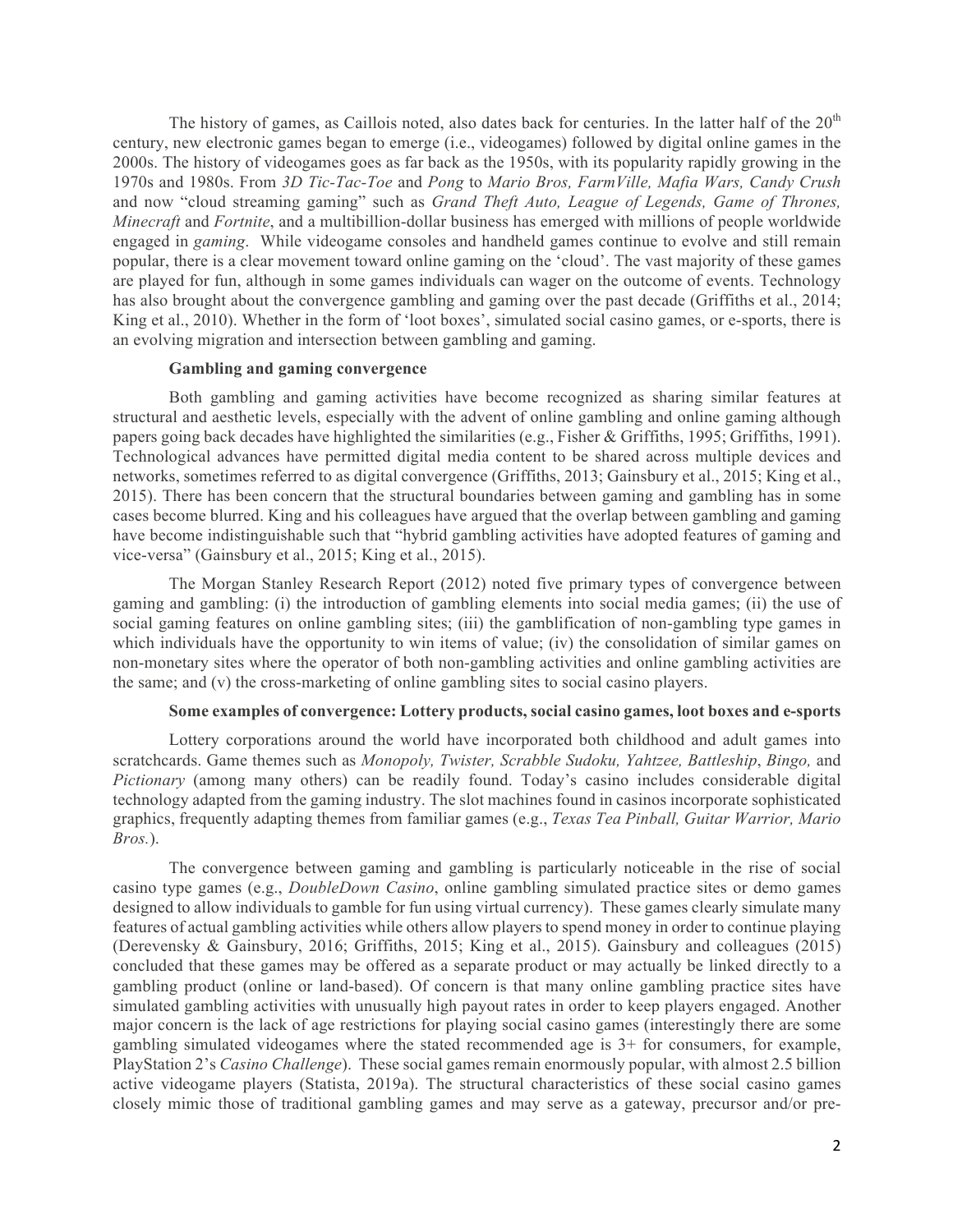The history of games, as Caillois noted, also dates back for centuries. In the latter half of the 20th century, new electronic games began to emerge (i.e., videogames) followed by digital online games in the 2000s. The history of videogames goes as far back as the 1950s, with its popularity rapidly growing in the 1970s and 1980s. From *3D Tic-Tac-Toe* and *Pong* to *Mario Bros, FarmVille, Mafia Wars, Candy Crush* and now "cloud streaming gaming" such as *Grand Theft Auto, League of Legends, Game of Thrones, Minecraft* and *Fortnite*, and a multibillion-dollar business has emerged with millions of people worldwide engaged in *gaming*. While videogame consoles and handheld games continue to evolve and still remain popular, there is a clear movement toward online gaming on the 'cloud'. The vast majority of these games are played for fun, although in some games individuals can wager on the outcome of events. Technology has also brought about the convergence gambling and gaming over the past decade (Griffiths et al., 2014; King et al., 2010). Whether in the form of 'loot boxes', simulated social casino games, or e-sports, there is an evolving migration and intersection between gambling and gaming.

### Gambling and gaming convergence

Both gambling and gaming activities have become recognized as sharing similar features at structural and aesthetic levels, especially with the advent of online gambling and online gaming although papers going back decades have highlighted the similarities (e.g., Fisher & Griffiths, 1995; Griffiths, 1991). Technological advances have permitted digital media content to be shared across multiple devices and networks, sometimes referred to as digital convergence (Griffiths, 2013; Gainsbury et al., 2015; King et al., 2015). There has been concern that the structural boundaries between gaming and gambling has in some cases become blurred. King and his colleagues have argued that the overlap between gambling and gaming have become indistinguishable such that "hybrid gambling activities have adopted features of gaming and vice-versa" (Gainsbury et al., 2015; King et al., 2015).

The Morgan Stanley Research Report (2012) noted five primary types of convergence between gaming and gambling: (i) the introduction of gambling elements into social media games; (ii) the use of social gaming features on online gambling sites; (iii) the gamblification of non-gambling type games in which individuals have the opportunity to win items of value; (iv) the consolidation of similar games on non-monetary sites where the operator of both non-gambling activities and online gambling activities are the same; and (v) the cross-marketing of online gambling sites to social casino players.

### Some examples of convergence: Lottery products, social casino games, loot boxes and e-sports

Lottery corporations around the world have incorporated both childhood and adult games into scratchcards. Game themes such as *Monopoly, Twister, Scrabble Sudoku, Yahtzee, Battleship*, *Bingo,* and *Pictionary* (among many others) can be readily found. Today's casino includes considerable digital technology adapted from the gaming industry. The slot machines found in casinos incorporate sophisticated graphics, frequently adapting themes from familiar games (e.g., *Texas Tea Pinball, Guitar Warrior, Mario Bros.*).

The convergence between gaming and gambling is particularly noticeable in the rise of social casino type games (e.g., *DoubleDown Casino*, online gambling simulated practice sites or demo games designed to allow individuals to gamble for fun using virtual currency). These games clearly simulate many features of actual gambling activities while others allow players to spend money in order to continue playing (Derevensky & Gainsbury, 2016; Griffiths, 2015; King et al., 2015). Gainsbury and colleagues (2015) concluded that these games may be offered as a separate product or may actually be linked directly to a gambling product (online or land-based). Of concern is that many online gambling practice sites have simulated gambling activities with unusually high payout rates in order to keep players engaged. Another major concern is the lack of age restrictions for playing social casino games (interestingly there are some gambling simulated videogames where the stated recommended age is 3+ for consumers, for example, PlayStation 2's *Casino Challenge*). These social games remain enormously popular, with almost 2.5 billion active videogame players (Statista, 2019a). The structural characteristics of these social casino games closely mimic those of traditional gambling games and may serve as a gateway, precursor and/or pre-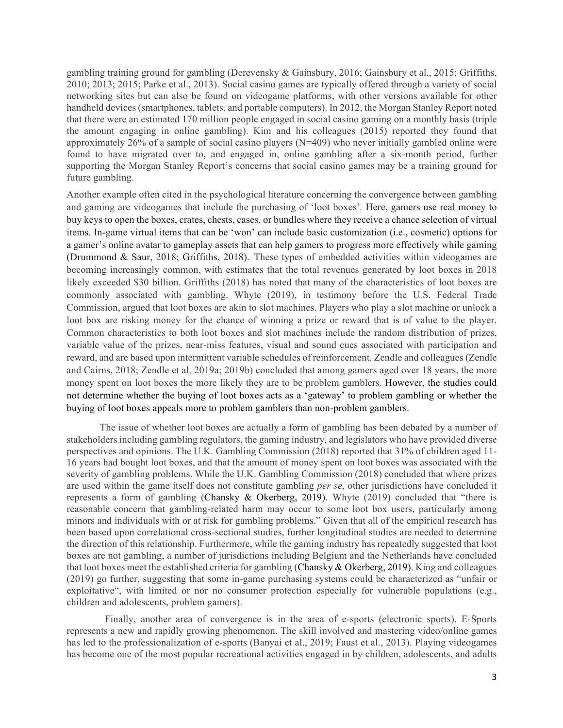gambling training ground for gambling (Derevensky & Gainsbury, 2016; Gainsbury et al., 2015; Griffiths, 2010; 2013; 2015; Parke et al., 2013). Social casino games are typically offered through a variety of social networking sites but can also be found on videogame platforms, with other versions available for other handheld devices (smartphones, tablets, and portable computers). In 2012, the Morgan Stanley Report noted that there were an estimated 170 million people engaged in social casino gaming on a monthly basis (triple the amount engaging in online gambling). Kim and his colleagues (2015) reported they found that approximately 26% of a sample of social casino players (N=409) who never initially gambled online were found to have migrated over to, and engaged in, online gambling after a six-month period, further supporting the Morgan Stanley Report's concerns that social casino games may be a training ground for future gambling.

Another example often cited in the psychological literature concerning the convergence between gambling and gaming are videogames that include the purchasing of 'loot boxes'. Here, gamers use real money to buy keys to open the boxes, crates, chests, cases, or bundles where they receive a chance selection of virtual items. In-game virtual items that can be 'won' can include basic customization (i.e., cosmetic) options for a gamer's online avatar to gameplay assets that can help gamers to progress more effectively while gaming (Drummond & Saur, 2018; Griffiths, 2018). These types of embedded activities within videogames are becoming increasingly common, with estimates that the total revenues generated by loot boxes in 2018 likely exceeded $30 billion. Griffiths (2018) has noted that many of the characteristics of loot boxes are commonly associated with gambling. Whyte (2019), in testimony before the U.S. Federal Trade Commission, argued that loot boxes are akin to slot machines. Players who play a slot machine or unlock a loot box are risking money for the chance of winning a prize or reward that is of value to the player. Common characteristics to both loot boxes and slot machines include the random distribution of prizes, variable value of the prizes, near-miss features, visual and sound cues associated with participation and reward, and are based upon intermittent variable schedules of reinforcement. Zendle and colleagues (Zendle and Cairns, 2018; Zendle et al. 2019a; 2019b) concluded that among gamers aged over 18 years, the more money spent on loot boxes the more likely they are to be problem gamblers. However, the studies could not determine whether the buying of loot boxes acts as a 'gateway' to problem gambling or whether the buying of loot boxes appeals more to problem gamblers than non-problem gamblers.

The issue of whether loot boxes are actually a form of gambling has been debated by a number of stakeholders including gambling regulators, the gaming industry, and legislators who have provided diverse perspectives and opinions. The U.K. Gambling Commission (2018) reported that 31% of children aged 11-16 years had bought loot boxes, and that the amount of money spent on loot boxes was associated with the severity of gambling problems. While the U.K. Gambling Commission (2018) concluded that where prizes are used within the game itself does not constitute gambling *per se*, other jurisdictions have concluded it represents a form of gambling (Chansky & Okerberg, 2019). Whyte (2019) concluded that "there is reasonable concern that gambling-related harm may occur to some loot box users, particularly among minors and individuals with or at risk for gambling problems." Given that all of the empirical research has been based upon correlational cross-sectional studies, further longitudinal studies are needed to determine the direction of this relationship. Furthermore, while the gaming industry has repeatedly suggested that loot boxes are not gambling, a number of jurisdictions including Belgium and the Netherlands have concluded that loot boxes meet the established criteria for gambling (Chansky & Okerberg, 2019). King and colleagues (2019) go further, suggesting that some in-game purchasing systems could be characterized as "unfair or exploitative", with limited or nor no consumer protection especially for vulnerable populations (e.g., children and adolescents, problem gamers).

Finally, another area of convergence is in the area of e-sports (electronic sports). E-Sports represents a new and rapidly growing phenomenon. The skill involved and mastering video/online games has led to the professionalization of e-sports (Banyai et al., 2019; Faust et al., 2013). Playing videogames has become one of the most popular recreational activities engaged in by children, adolescents, and adults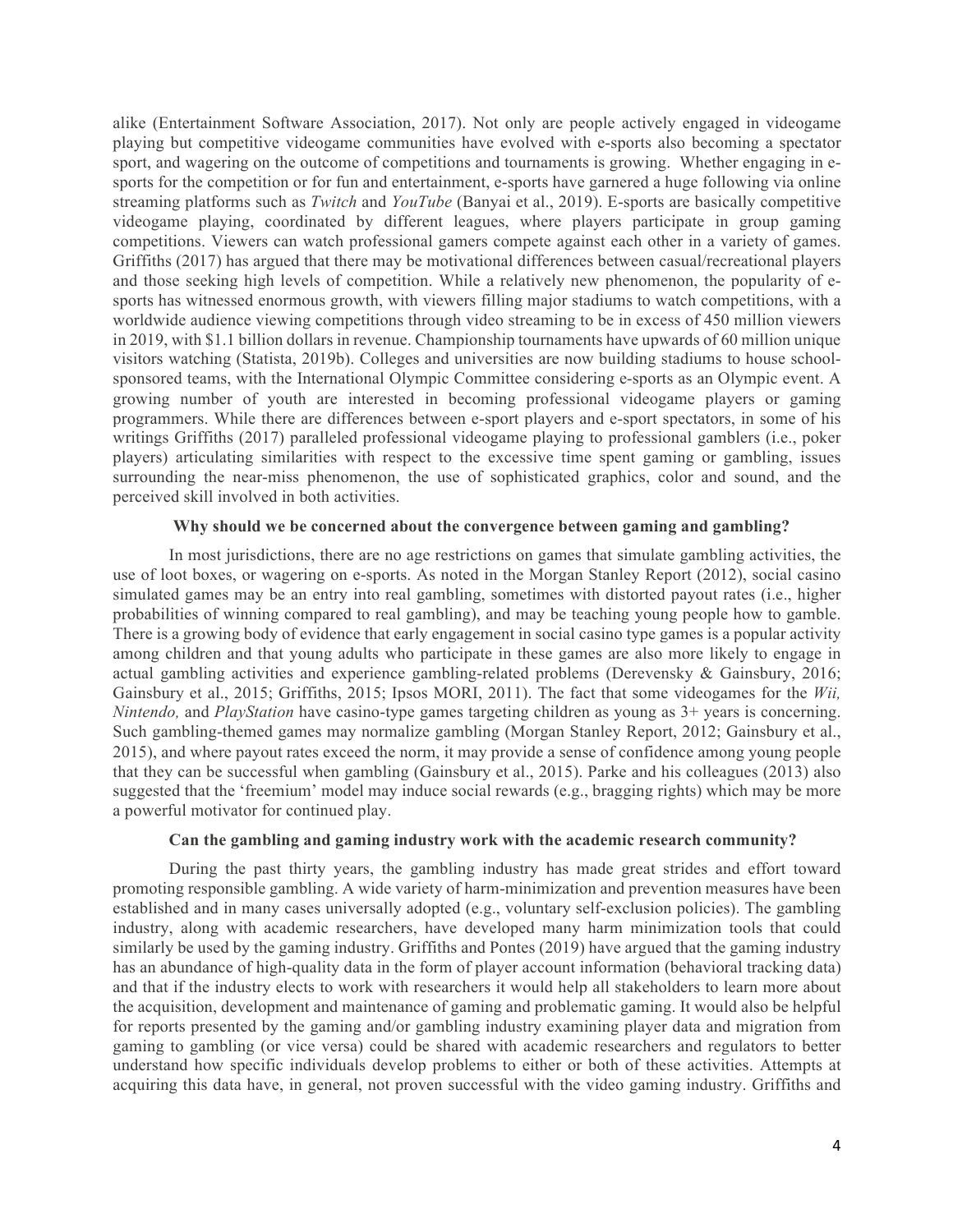alike (Entertainment Software Association, 2017). Not only are people actively engaged in videogame playing but competitive videogame communities have evolved with e-sports also becoming a spectator sport, and wagering on the outcome of competitions and tournaments is growing. Whether engaging in e-sports for the competition or for fun and entertainment, e-sports have garnered a huge following via online streaming platforms such as *Twitch* and *YouTube* (Banyai et al., 2019). E-sports are basically competitive videogame playing, coordinated by different leagues, where players participate in group gaming competitions. Viewers can watch professional gamers compete against each other in a variety of games. Griffiths (2017) has argued that there may be motivational differences between casual/recreational players and those seeking high levels of competition. While a relatively new phenomenon, the popularity of e-sports has witnessed enormous growth, with viewers filling major stadiums to watch competitions, with a worldwide audience viewing competitions through video streaming to be in excess of 450 million viewers in 2019, with $1.1 billion dollars in revenue. Championship tournaments have upwards of 60 million unique visitors watching (Statista, 2019b). Colleges and universities are now building stadiums to house school-sponsored teams, with the International Olympic Committee considering e-sports as an Olympic event. A growing number of youth are interested in becoming professional videogame players or gaming programmers. While there are differences between e-sport players and e-sport spectators, in some of his writings Griffiths (2017) paralleled professional videogame playing to professional gamblers (i.e., poker players) articulating similarities with respect to the excessive time spent gaming or gambling, issues surrounding the near-miss phenomenon, the use of sophisticated graphics, color and sound, and the perceived skill involved in both activities.

## Why should we be concerned about the convergence between gaming and gambling?

In most jurisdictions, there are no age restrictions on games that simulate gambling activities, the use of loot boxes, or wagering on e-sports. As noted in the Morgan Stanley Report (2012), social casino simulated games may be an entry into real gambling, sometimes with distorted payout rates (i.e., higher probabilities of winning compared to real gambling), and may be teaching young people how to gamble. There is a growing body of evidence that early engagement in social casino type games is a popular activity among children and that young adults who participate in these games are also more likely to engage in actual gambling activities and experience gambling-related problems (Derevensky & Gainsbury, 2016; Gainsbury et al., 2015; Griffiths, 2015; Ipsos MORI, 2011). The fact that some videogames for the *Wii, Nintendo,* and *PlayStation* have casino-type games targeting children as young as 3+ years is concerning. Such gambling-themed games may normalize gambling (Morgan Stanley Report, 2012; Gainsbury et al., 2015), and where payout rates exceed the norm, it may provide a sense of confidence among young people that they can be successful when gambling (Gainsbury et al., 2015). Parke and his colleagues (2013) also suggested that the 'freemium' model may induce social rewards (e.g., bragging rights) which may be more a powerful motivator for continued play.

## Can the gambling and gaming industry work with the academic research community?

During the past thirty years, the gambling industry has made great strides and effort toward promoting responsible gambling. A wide variety of harm-minimization and prevention measures have been established and in many cases universally adopted (e.g., voluntary self-exclusion policies). The gambling industry, along with academic researchers, have developed many harm minimization tools that could similarly be used by the gaming industry. Griffiths and Pontes (2019) have argued that the gaming industry has an abundance of high-quality data in the form of player account information (behavioral tracking data) and that if the industry elects to work with researchers it would help all stakeholders to learn more about the acquisition, development and maintenance of gaming and problematic gaming. It would also be helpful for reports presented by the gaming and/or gambling industry examining player data and migration from gaming to gambling (or vice versa) could be shared with academic researchers and regulators to better understand how specific individuals develop problems to either or both of these activities. Attempts at acquiring this data have, in general, not proven successful with the video gaming industry. Griffiths and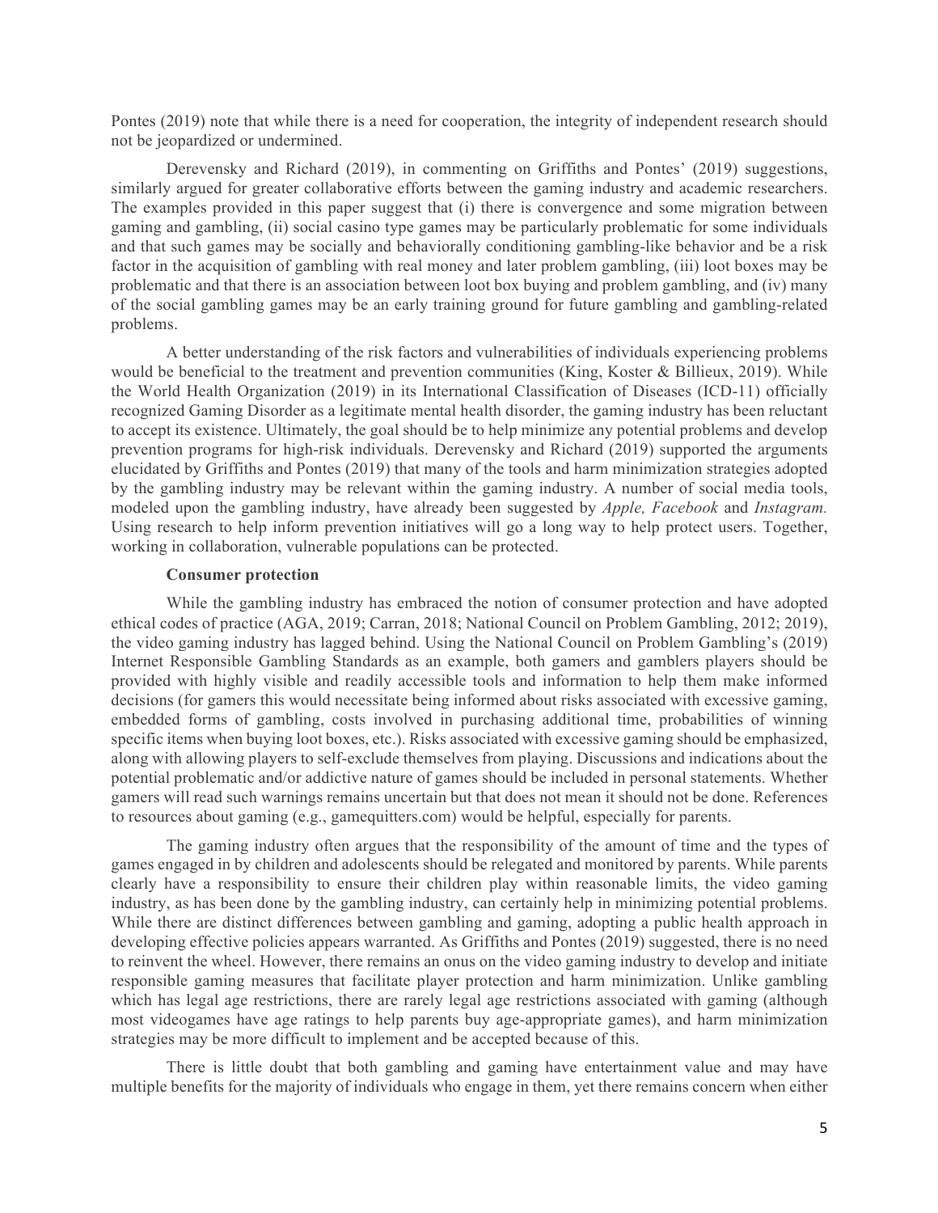Pontes (2019) note that while there is a need for cooperation, the integrity of independent research should not be jeopardized or undermined.

Derevensky and Richard (2019), in commenting on Griffiths and Pontes' (2019) suggestions, similarly argued for greater collaborative efforts between the gaming industry and academic researchers. The examples provided in this paper suggest that (i) there is convergence and some migration between gaming and gambling, (ii) social casino type games may be particularly problematic for some individuals and that such games may be socially and behaviorally conditioning gambling-like behavior and be a risk factor in the acquisition of gambling with real money and later problem gambling, (iii) loot boxes may be problematic and that there is an association between loot box buying and problem gambling, and (iv) many of the social gambling games may be an early training ground for future gambling and gambling-related problems.

A better understanding of the risk factors and vulnerabilities of individuals experiencing problems would be beneficial to the treatment and prevention communities (King, Koster & Billieux, 2019). While the World Health Organization (2019) in its International Classification of Diseases (ICD-11) officially recognized Gaming Disorder as a legitimate mental health disorder, the gaming industry has been reluctant to accept its existence. Ultimately, the goal should be to help minimize any potential problems and develop prevention programs for high-risk individuals. Derevensky and Richard (2019) supported the arguments elucidated by Griffiths and Pontes (2019) that many of the tools and harm minimization strategies adopted by the gambling industry may be relevant within the gaming industry. A number of social media tools, modeled upon the gambling industry, have already been suggested by *Apple, Facebook* and *Instagram.* Using research to help inform prevention initiatives will go a long way to help protect users. Together, working in collaboration, vulnerable populations can be protected.

**Consumer protection**

While the gambling industry has embraced the notion of consumer protection and have adopted ethical codes of practice (AGA, 2019; Carran, 2018; National Council on Problem Gambling, 2012; 2019), the video gaming industry has lagged behind. Using the National Council on Problem Gambling's (2019) Internet Responsible Gambling Standards as an example, both gamers and gamblers players should be provided with highly visible and readily accessible tools and information to help them make informed decisions (for gamers this would necessitate being informed about risks associated with excessive gaming, embedded forms of gambling, costs involved in purchasing additional time, probabilities of winning specific items when buying loot boxes, etc.). Risks associated with excessive gaming should be emphasized, along with allowing players to self-exclude themselves from playing. Discussions and indications about the potential problematic and/or addictive nature of games should be included in personal statements. Whether gamers will read such warnings remains uncertain but that does not mean it should not be done. References to resources about gaming (e.g., gamequitters.com) would be helpful, especially for parents.

The gaming industry often argues that the responsibility of the amount of time and the types of games engaged in by children and adolescents should be relegated and monitored by parents. While parents clearly have a responsibility to ensure their children play within reasonable limits, the video gaming industry, as has been done by the gambling industry, can certainly help in minimizing potential problems. While there are distinct differences between gambling and gaming, adopting a public health approach in developing effective policies appears warranted. As Griffiths and Pontes (2019) suggested, there is no need to reinvent the wheel. However, there remains an onus on the video gaming industry to develop and initiate responsible gaming measures that facilitate player protection and harm minimization. Unlike gambling which has legal age restrictions, there are rarely legal age restrictions associated with gaming (although most videogames have age ratings to help parents buy age-appropriate games), and harm minimization strategies may be more difficult to implement and be accepted because of this.

There is little doubt that both gambling and gaming have entertainment value and may have multiple benefits for the majority of individuals who engage in them, yet there remains concern when either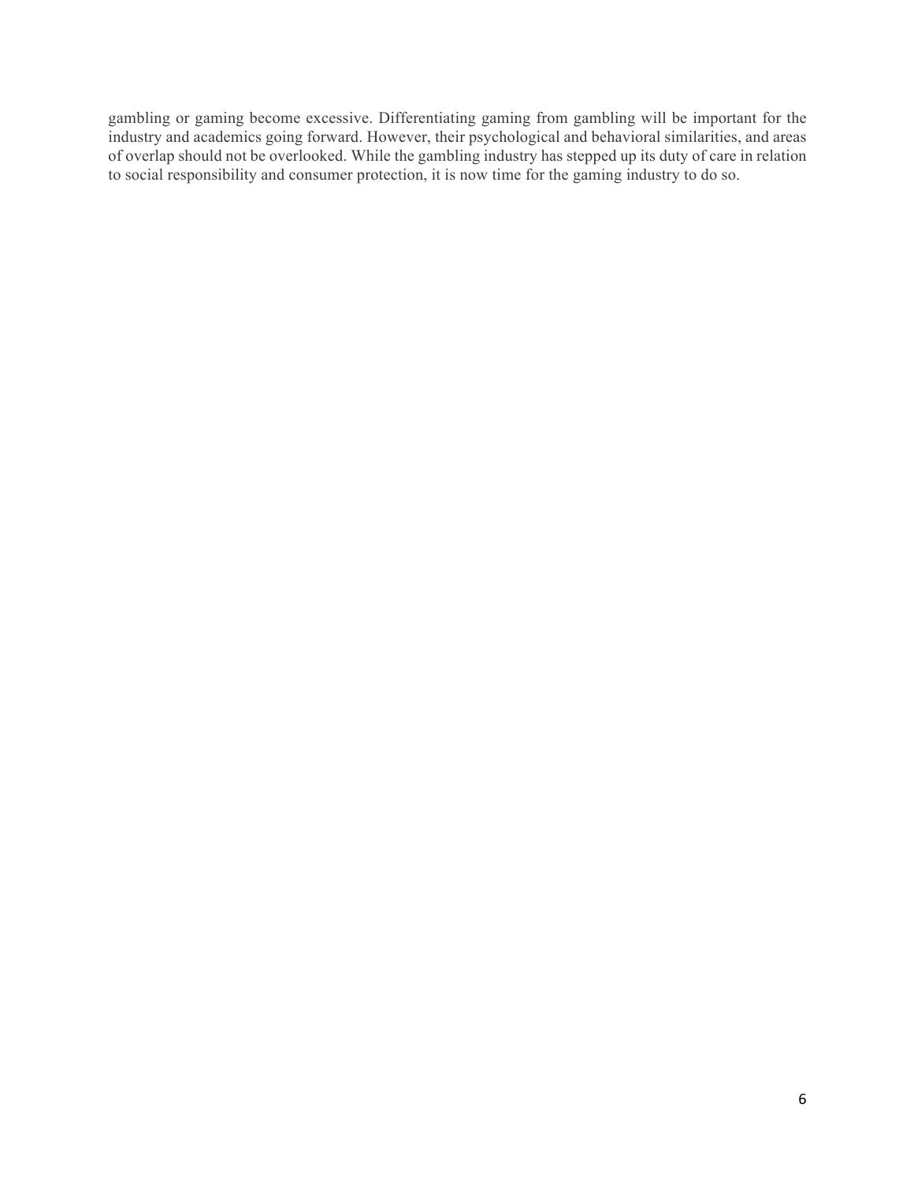gambling or gaming become excessive. Differentiating gaming from gambling will be important for the industry and academics going forward. However, their psychological and behavioral similarities, and areas of overlap should not be overlooked. While the gambling industry has stepped up its duty of care in relation to social responsibility and consumer protection, it is now time for the gaming industry to do so.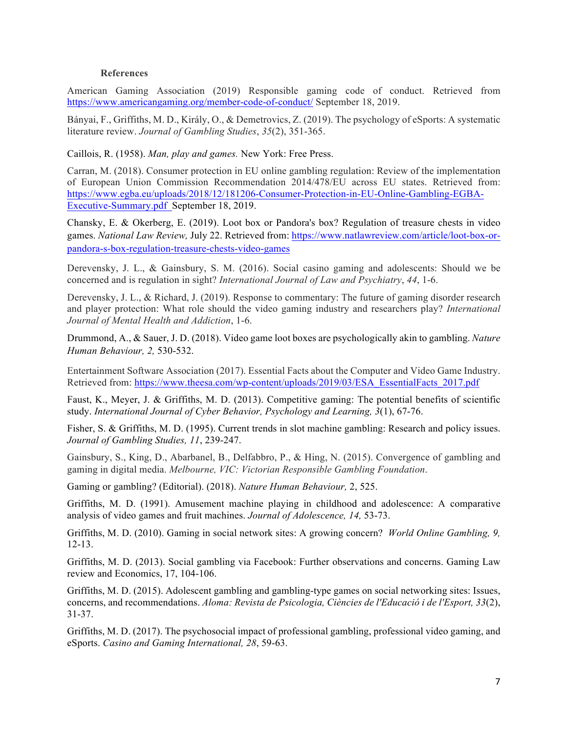## References

American Gaming Association (2019) Responsible gaming code of conduct. Retrieved from https://www.americangaming.org/member-code-of-conduct/ September 18, 2019.

Bányai, F., Griffiths, M. D., Király, O., & Demetrovics, Z. (2019). The psychology of eSports: A systematic literature review. *Journal of Gambling Studies*, *35*(2), 351-365.

Caillois, R. (1958). *Man, play and games.* New York: Free Press.

Carran, M. (2018). Consumer protection in EU online gambling regulation: Review of the implementation of European Union Commission Recommendation 2014/478/EU across EU states. Retrieved from: https://www.egba.eu/uploads/2018/12/181206-Consumer-Protection-in-EU-Online-Gambling-EGBA-Executive-Summary.pdf September 18, 2019.

Chansky, E. & Okerberg, E. (2019). Loot box or Pandora's box? Regulation of treasure chests in video games. *National Law Review,* July 22. Retrieved from: https://www.natlawreview.com/article/loot-box-or-pandora-s-box-regulation-treasure-chests-video-games

Derevensky, J. L., & Gainsbury, S. M. (2016). Social casino gaming and adolescents: Should we be concerned and is regulation in sight? *International Journal of Law and Psychiatry*, *44*, 1-6.

Derevensky, J. L., & Richard, J. (2019). Response to commentary: The future of gaming disorder research and player protection: What role should the video gaming industry and researchers play? *International Journal of Mental Health and Addiction*, 1-6.

Drummond, A., & Sauer, J. D. (2018). Video game loot boxes are psychologically akin to gambling. *Nature Human Behaviour, 2,* 530-532.

Entertainment Software Association (2017). Essential Facts about the Computer and Video Game Industry. Retrieved from: https://www.theesa.com/wp-content/uploads/2019/03/ESA_EssentialFacts_2017.pdf

Faust, K., Meyer, J. & Griffiths, M. D. (2013). Competitive gaming: The potential benefits of scientific study. *International Journal of Cyber Behavior, Psychology and Learning, 3*(1), 67-76.

Fisher, S. & Griffiths, M. D. (1995). Current trends in slot machine gambling: Research and policy issues. *Journal of Gambling Studies, 11*, 239-247.

Gainsbury, S., King, D., Abarbanel, B., Delfabbro, P., & Hing, N. (2015). Convergence of gambling and gaming in digital media. *Melbourne, VIC: Victorian Responsible Gambling Foundation*.

Gaming or gambling? (Editorial). (2018). *Nature Human Behaviour,* 2, 525.

Griffiths, M. D. (1991). Amusement machine playing in childhood and adolescence: A comparative analysis of video games and fruit machines. *Journal of Adolescence, 14,* 53-73.

Griffiths, M. D. (2010). Gaming in social network sites: A growing concern? *World Online Gambling, 9,* 12-13.

Griffiths, M. D. (2013). Social gambling via Facebook: Further observations and concerns. Gaming Law review and Economics, 17, 104-106.

Griffiths, M. D. (2015). Adolescent gambling and gambling-type games on social networking sites: Issues, concerns, and recommendations. *Aloma: Revista de Psicologia, Ciències de l'Educació i de l'Esport, 33*(2), 31-37.

Griffiths, M. D. (2017). The psychosocial impact of professional gambling, professional video gaming, and eSports. *Casino and Gaming International, 28*, 59-63.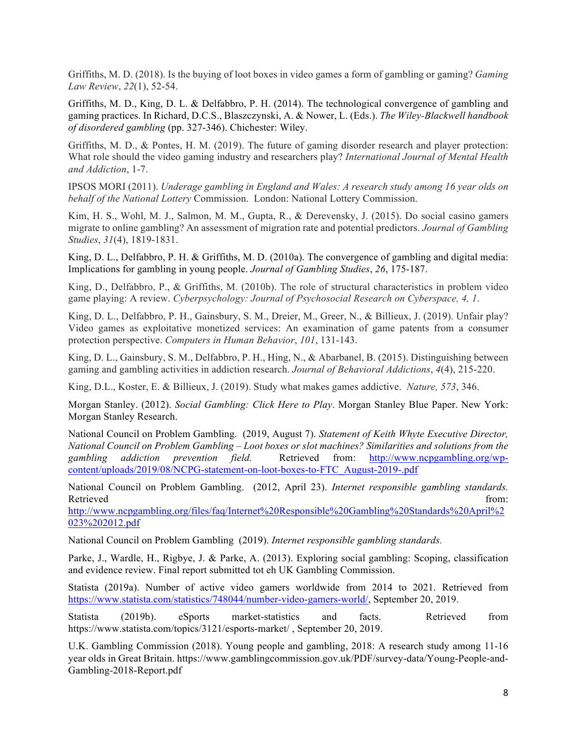Griffiths, M. D. (2018). Is the buying of loot boxes in video games a form of gambling or gaming? *Gaming Law Review*, *22*(1), 52-54.

Griffiths, M. D., King, D. L. & Delfabbro, P. H. (2014). The technological convergence of gambling and gaming practices. In Richard, D.C.S., Blaszczynski, A. & Nower, L. (Eds.). *The Wiley-Blackwell handbook of disordered gambling* (pp. 327-346). Chichester: Wiley.

Griffiths, M. D., & Pontes, H. M. (2019). The future of gaming disorder research and player protection: What role should the video gaming industry and researchers play? *International Journal of Mental Health and Addiction*, 1-7.

IPSOS MORI (2011). *Underage gambling in England and Wales: A research study among 16 year olds on behalf of the National Lottery* Commission. London: National Lottery Commission.

Kim, H. S., Wohl, M. J., Salmon, M. M., Gupta, R., & Derevensky, J. (2015). Do social casino gamers migrate to online gambling? An assessment of migration rate and potential predictors. *Journal of Gambling Studies*, *31*(4), 1819-1831.

King, D. L., Delfabbro, P. H. & Griffiths, M. D. (2010a). The convergence of gambling and digital media: Implications for gambling in young people. *Journal of Gambling Studies*, *26*, 175-187.

King, D., Delfabbro, P., & Griffiths, M. (2010b). The role of structural characteristics in problem video game playing: A review. *Cyberpsychology: Journal of Psychosocial Research on Cyberspace, 4, 1*.

King, D. L., Delfabbro, P. H., Gainsbury, S. M., Dreier, M., Greer, N., & Billieux, J. (2019). Unfair play? Video games as exploitative monetized services: An examination of game patents from a consumer protection perspective. *Computers in Human Behavior*, *101*, 131-143.

King, D. L., Gainsbury, S. M., Delfabbro, P. H., Hing, N., & Abarbanel, B. (2015). Distinguishing between gaming and gambling activities in addiction research. *Journal of Behavioral Addictions*, *4*(4), 215-220.

King, D.L., Koster, E. & Billieux, J. (2019). Study what makes games addictive. *Nature, 573*, 346.

Morgan Stanley. (2012). *Social Gambling: Click Here to Play*. Morgan Stanley Blue Paper. New York: Morgan Stanley Research.

National Council on Problem Gambling. (2019, August 7). *Statement of Keith Whyte Executive Director, National Council on Problem Gambling – Loot boxes or slot machines? Similarities and solutions from the gambling addiction prevention field.* Retrieved from: http://www.ncpgambling.org/wp-content/uploads/2019/08/NCPG-statement-on-loot-boxes-to-FTC_August-2019-.pdf

National Council on Problem Gambling. (2012, April 23). *Internet responsible gambling standards.* Retrieved from: http://www.ncpgambling.org/files/faq/Internet%20Responsible%20Gambling%20Standards%20April%2023%202012.pdf

National Council on Problem Gambling (2019). *Internet responsible gambling standards.*

Parke, J., Wardle, H., Rigbye, J. & Parke, A. (2013). Exploring social gambling: Scoping, classification and evidence review. Final report submitted tot eh UK Gambling Commission.

Statista (2019a). Number of active video gamers worldwide from 2014 to 2021. Retrieved from https://www.statista.com/statistics/748044/number-video-gamers-world/, September 20, 2019.

Statista (2019b). eSports market-statistics and facts. Retrieved from https://www.statista.com/topics/3121/esports-market/ , September 20, 2019.

U.K. Gambling Commission (2018). Young people and gambling, 2018: A research study among 11-16 year olds in Great Britain. https://www.gamblingcommission.gov.uk/PDF/survey-data/Young-People-and-Gambling-2018-Report.pdf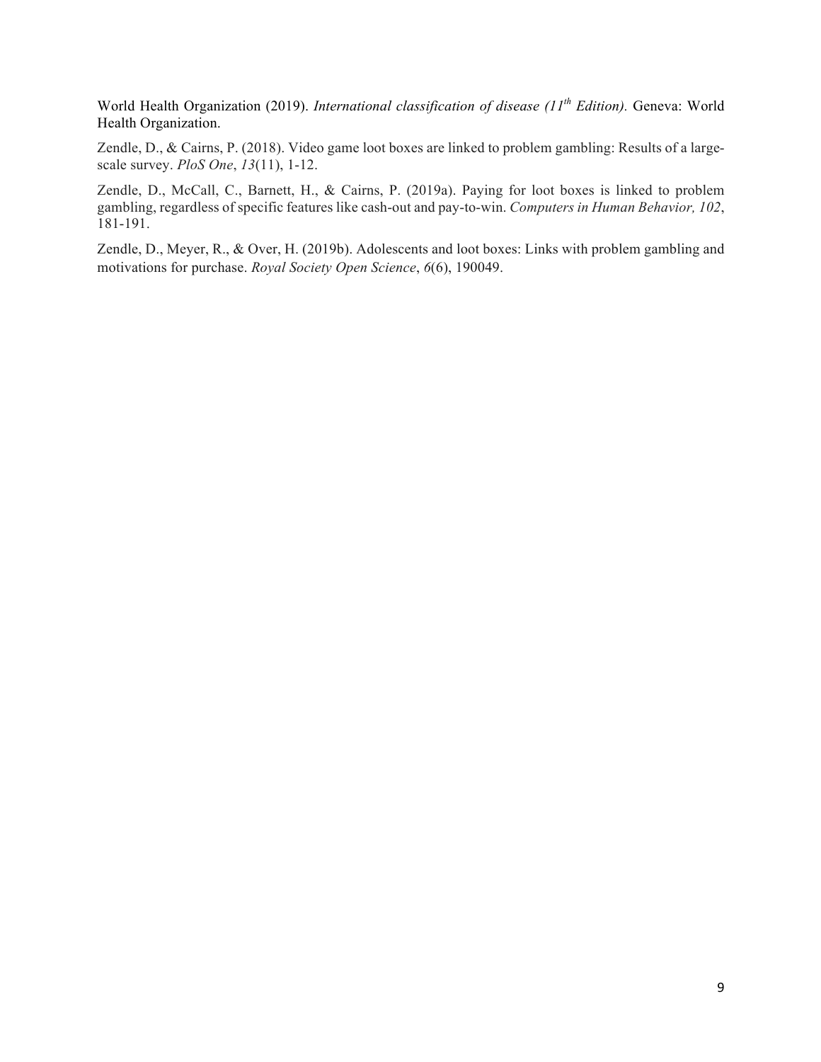World Health Organization (2019). *International classification of disease (11th Edition).* Geneva: World Health Organization.

Zendle, D., & Cairns, P. (2018). Video game loot boxes are linked to problem gambling: Results of a large-scale survey. *PloS One*, *13*(11), 1-12.

Zendle, D., McCall, C., Barnett, H., & Cairns, P. (2019a). Paying for loot boxes is linked to problem gambling, regardless of specific features like cash-out and pay-to-win. *Computers in Human Behavior, 102*, 181-191.

Zendle, D., Meyer, R., & Over, H. (2019b). Adolescents and loot boxes: Links with problem gambling and motivations for purchase. *Royal Society Open Science*, *6*(6), 190049.